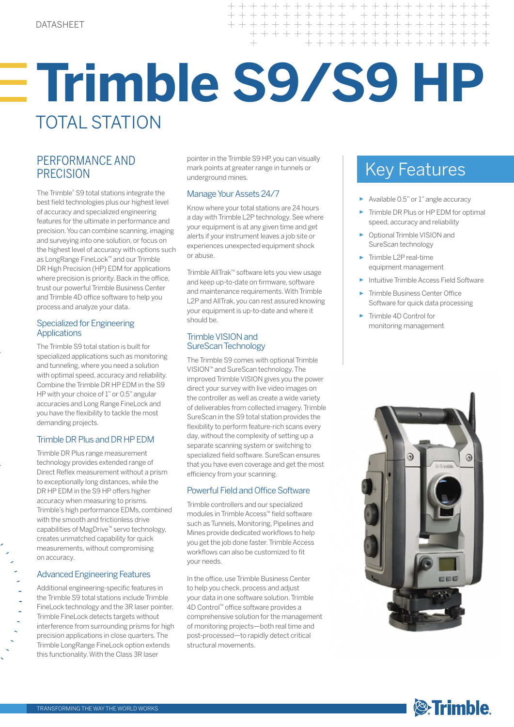DATASHEET

# Trimble S9/S9 HP

## TOTAL STATION

## PERFORMANCE AND PRECISION

The Trimble® S9 total stations integrate the best field technologies plus our highest level of accuracy and specialized engineering features for the ultimate in performance and precision. You can combine scanning, imaging and surveying into one solution, or focus on the highest level of accuracy with options such as LongRange FineLock™ and our Trimble DR High Precision (HP) EDM for applications where precision is priority. Back in the office, trust our powerful Trimble Business Center and Trimble 4D office software to help you process and analyze your data.

### Specialized for Engineering Applications

The Trimble S9 total station is built for specialized applications such as monitoring and tunneling, where you need a solution with optimal speed, accuracy and reliability. Combine the Trimble DR HP EDM in the S9 HP with your choice of 1" or 0.5" angular accuracies and Long Range FineLock and you have the flexibility to tackle the most demanding projects.

### Trimble DR Plus and DR HP EDM

Trimble DR Plus range measurement technology provides extended range of Direct Reflex measurement without a prism to exceptionally long distances, while the DR HP EDM in the S9 HP offers higher accuracy when measuring to prisms. Trimble's high performance EDMs, combined with the smooth and frictionless drive capabilities of MagDrive™ servo technology, creates unmatched capability for quick measurements, without compromising on accuracy.

### Advanced Engineering Features

Additional engineering-specific features in the Trimble S9 total stations include Trimble FineLock technology and the 3R laser pointer. Trimble FineLock detects targets without interference from surrounding prisms for high precision applications in close quarters. The Trimble LongRange FineLock option extends this functionality. With the Class 3R laser pointer in the Trimble S9 HP, you can visually mark points at greater range in tunnels or underground mines.

### Manage Your Assets 24/7

Know where your total stations are 24 hours a day with Trimble L2P technology. See where your equipment is at any given time and get alerts if your instrument leaves a job site or experiences unexpected equipment shock or abuse.

Trimble AllTrak™ software lets you view usage and keep up-to-date on firmware, software and maintenance requirements. With Trimble L2P and AllTrak, you can rest assured knowing your equipment is up-to-date and where it should be.

### Trimble VISION and SureScan Technology

The Trimble S9 comes with optional Trimble VISION™ and SureScan technology. The improved Trimble VISION gives you the power direct your survey with live video images on the controller as well as create a wide variety of deliverables from collected imagery. Trimble SureScan in the S9 total station provides the flexibility to perform feature-rich scans every day, without the complexity of setting up a separate scanning system or switching to specialized field software. SureScan ensures that you have even coverage and get the most efficiency from your scanning.

### Powerful Field and Office Software

Trimble controllers and our specialized modules in Trimble Access™ field software such as Tunnels, Monitoring, Pipelines and Mines provide dedicated workflows to help you get the job done faster. Trimble Access workflows can also be customized to fit your needs.

In the office, use Trimble Business Center to help you check, process and adjust your data in one software solution. Trimble 4D Control™ office software provides a comprehensive solution for the management of monitoring projects—both real time and post-processed—to rapidly detect critical structural movements.

## Key Features

- Available 0.5" or 1" angle accuracy
- Trimble DR Plus or HP EDM for optimal speed, accuracy and reliability
- Optional Trimble VISION and SureScan technology
- Trimble L2P real-time equipment management
- Intuitive Trimble Access Field Software
- Trimble Business Center Office Software for quick data processing
- Trimble 4D Control for monitoring management

TRANSFORMING THE WAY THE WORLD WORKS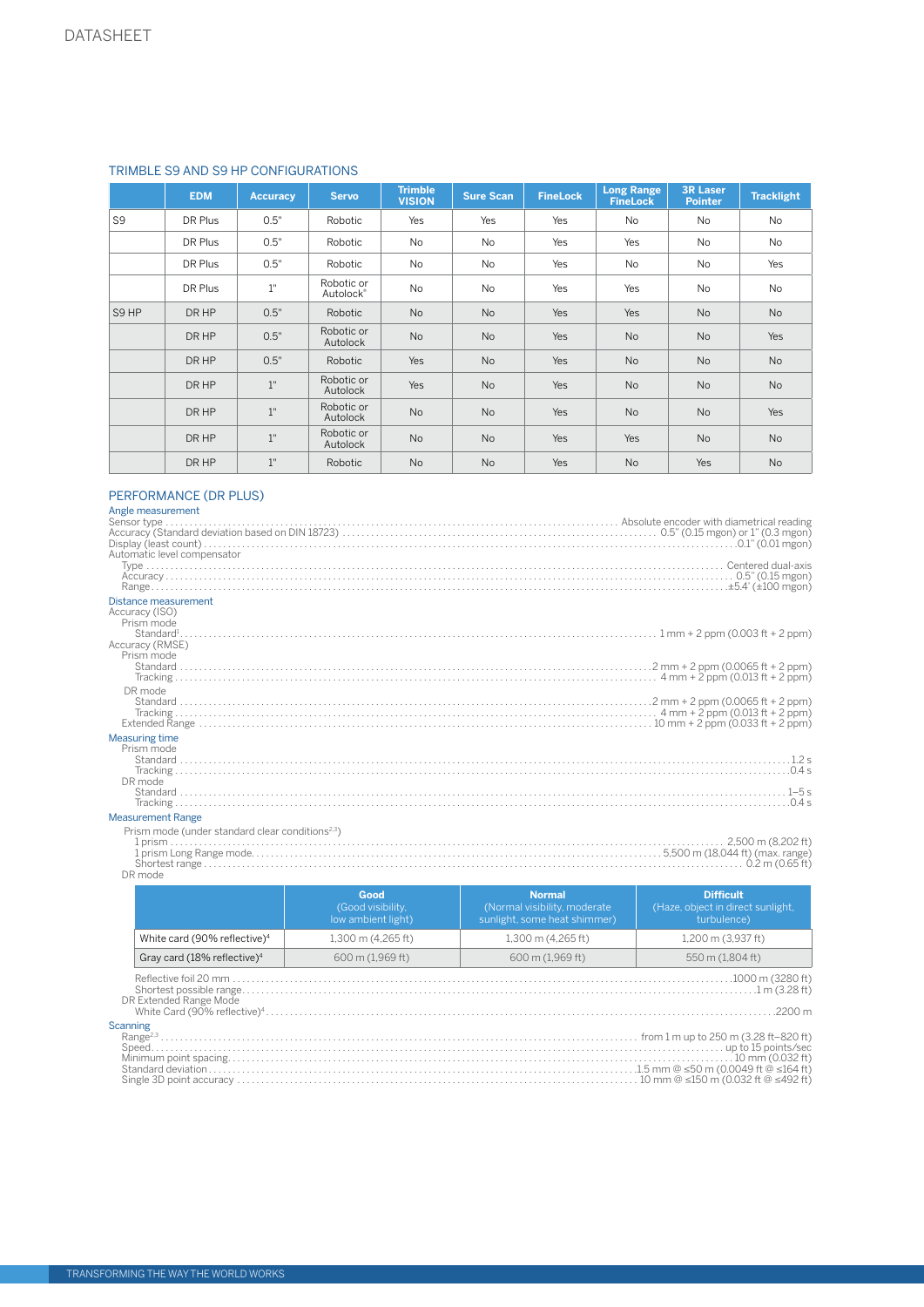## TRIMBLE S9 AND S9 HP CONFIGURATIONS

| | EDM | Accuracy | Servo | Trimble VISION | Sure Scan | FineLock | Long Range FineLock | 3R Laser Pointer | Tracklight |
|---|---|---|---|---|---|---|---|---|---|
| S9 | DR Plus | 0.5" | Robotic | Yes | Yes | Yes | No | No | No |
| | DR Plus | 0.5" | Robotic | No | No | Yes | Yes | No | No |
| | DR Plus | 0.5" | Robotic | No | No | Yes | No | No | Yes |
| | DR Plus | 1" | Robotic or Autolock | No | No | Yes | Yes | No | No |
| S9 HP | DR HP | 0.5" | Robotic | No | No | Yes | Yes | No | No |
| | DR HP | 0.5" | Robotic or Autolock | No | No | Yes | No | No | Yes |
| | DR HP | 0.5" | Robotic | Yes | No | Yes | No | No | No |
| | DR HP | 1" | Robotic or Autolock | Yes | No | Yes | No | No | No |
| | DR HP | 1" | Robotic or Autolock | No | No | Yes | No | No | Yes |
| | DR HP | 1" | Robotic or Autolock | No | No | Yes | Yes | No | No |
| | DR HP | 1" | Robotic | No | No | Yes | No | Yes | No |

## PERFORMANCE (DR PLUS)

### Angle measurement

Sensor type .......... Absolute encoder with diametrical reading
Accuracy (Standard deviation based on DIN 18723) .......... 0.5" (0.15 mgon) or 1" (0.3 mgon)
Display (least count) .......... 0.1" (0.01 mgon)
Automatic level compensator
- Type .......... Centered dual-axis
- Accuracy .......... 0.5" (0.15 mgon)
- Range .......... ±5.4' (±100 mgon)

### Distance measurement

Accuracy (ISO)
- Prism mode
  - Standard[1] .......... 1 mm + 2 ppm (0.003 ft + 2 ppm)

Accuracy (RMSE)
- Prism mode
  - Standard .......... 2 mm + 2 ppm (0.0065 ft + 2 ppm)
  - Tracking .......... 4 mm + 2 ppm (0.013 ft + 2 ppm)
- DR mode
  - Standard .......... 2 mm + 2 ppm (0.0065 ft + 2 ppm)
  - Tracking .......... 4 mm + 2 ppm (0.013 ft + 2 ppm)
- Extended Range .......... 10 mm + 2 ppm (0.033 ft + 2 ppm)

### Measuring time

- Prism mode
  - Standard .......... 1.2 s
  - Tracking .......... 0.4 s
- DR mode
  - Standard .......... 1–5 s
  - Tracking .......... 0.4 s

### Measurement Range

Prism mode (under standard clear conditions[2,3])
- 1 prism .......... 2,500 m (8,202 ft)
- 1 prism Long Range mode .......... 5,500 m (18,044 ft) (max. range)
- Shortest range .......... 0.2 m (0.65 ft)

DR mode

| | Good (Good visibility, low ambient light) | Normal (Normal visibility, moderate sunlight, some heat shimmer) | Difficult (Haze, object in direct sunlight, turbulence) |
|---|---|---|---|
| White card (90% reflective)[4] | 1,300 m (4,265 ft) | 1,300 m (4,265 ft) | 1,200 m (3,937 ft) |
| Gray card (18% reflective)[4] | 600 m (1,969 ft) | 600 m (1,969 ft) | 550 m (1,804 ft) |

- Reflective foil 20 mm .......... 1000 m (3280 ft)
- Shortest possible range .......... 1 m (3.28 ft)

DR Extended Range Mode
- White Card (90% reflective)[4] .......... 2200 m

### Scanning

Range[2,3] .......... from 1 m up to 250 m (3.28 ft–820 ft)
Speed .......... up to 15 points/sec
Minimum point spacing .......... 10 mm (0.032 ft)
Standard deviation .......... 1.5 mm @ ≤50 m (0.0049 ft @ ≤164 ft)
Single 3D point accuracy .......... 10 mm @ ≤150 m (0.032 ft @ ≤492 ft)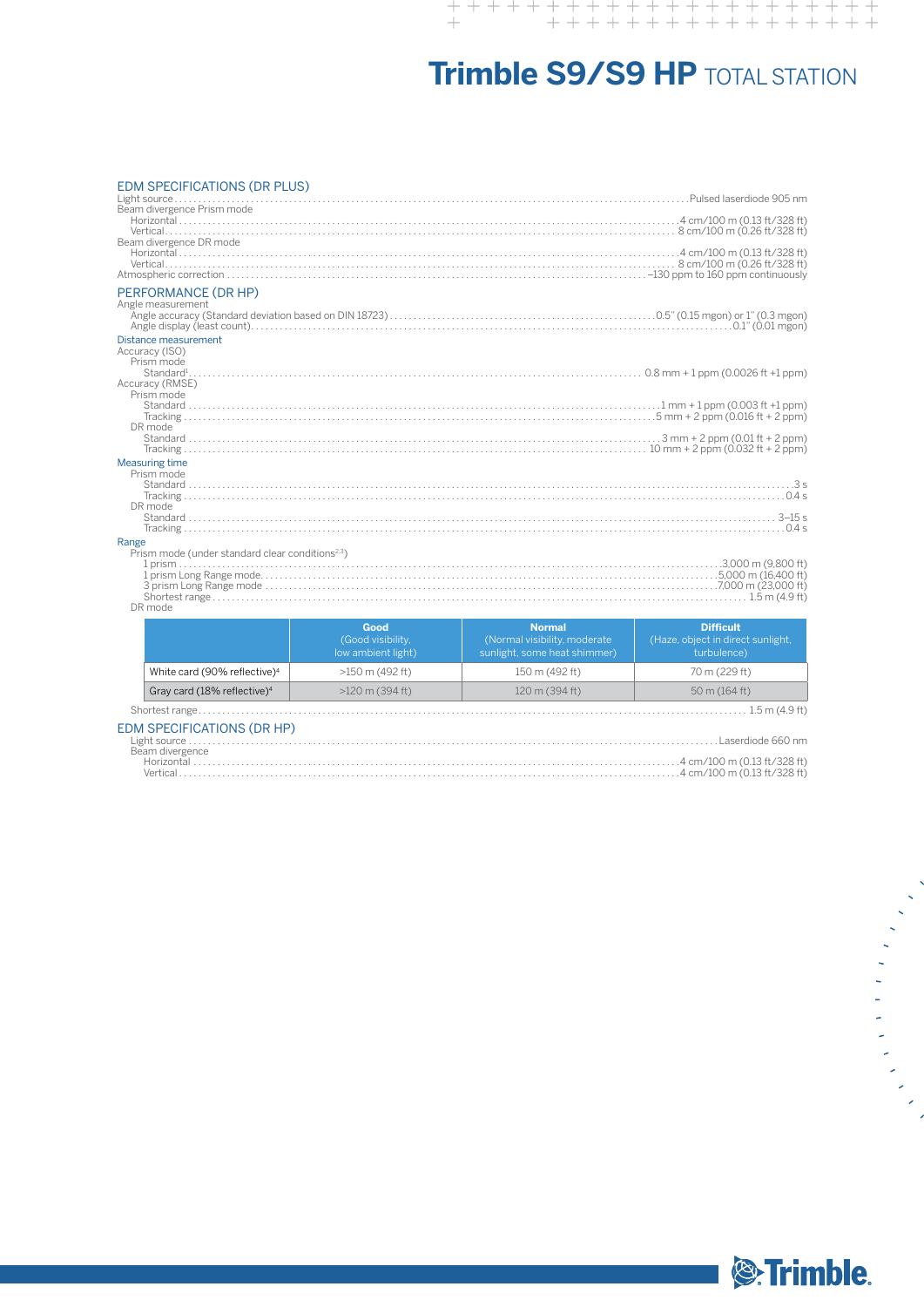# Trimble S9/S9 HP TOTAL STATION

## EDM SPECIFICATIONS (DR PLUS)

Light source ........ Pulsed laserdiode 905 nm

Beam divergence Prism mode
- Horizontal ........ 4 cm/100 m (0.13 ft/328 ft)
- Vertical ........ 8 cm/100 m (0.26 ft/328 ft)

Beam divergence DR mode
- Horizontal ........ 4 cm/100 m (0.13 ft/328 ft)
- Vertical ........ 8 cm/100 m (0.26 ft/328 ft)

Atmospheric correction ........ –130 ppm to 160 ppm continuously

## PERFORMANCE (DR HP)

Angle measurement
- Angle accuracy (Standard deviation based on DIN 18723) ........ 0.5" (0.15 mgon) or 1" (0.3 mgon)
- Angle display (least count) ........ 0.1" (0.01 mgon)

### Distance measurement

Accuracy (ISO)
- Prism mode
  - Standard[1] ........ 0.8 mm + 1 ppm (0.0026 ft +1 ppm)

Accuracy (RMSE)
- Prism mode
  - Standard ........ 1 mm + 1 ppm (0.003 ft +1 ppm)
  - Tracking ........ 5 mm + 2 ppm (0.016 ft + 2 ppm)
- DR mode
  - Standard ........ 3 mm + 2 ppm (0.01 ft + 2 ppm)
  - Tracking ........ 10 mm + 2 ppm (0.032 ft + 2 ppm)

### Measuring time

- Prism mode
  - Standard ........ 3 s
  - Tracking ........ 0.4 s
- DR mode
  - Standard ........ 3–15 s
  - Tracking ........ 0.4 s

### Range

- Prism mode (under standard clear conditions[2,3])
  - 1 prism ........ 3,000 m (9,800 ft)
  - 1 prism Long Range mode ........ 5,000 m (16,400 ft)
  - 3 prism Long Range mode ........ 7,000 m (23,000 ft)
  - Shortest range ........ 1.5 m (4.9 ft)
- DR mode

| | **Good** (Good visibility, low ambient light) | **Normal** (Normal visibility, moderate sunlight, some heat shimmer) | **Difficult** (Haze, object in direct sunlight, turbulence) |
|---|---|---|---|
| White card (90% reflective)[4] | >150 m (492 ft) | 150 m (492 ft) | 70 m (229 ft) |
| Gray card (18% reflective)[4] | >120 m (394 ft) | 120 m (394 ft) | 50 m (164 ft) |

Shortest range ........ 1.5 m (4.9 ft)

## EDM SPECIFICATIONS (DR HP)

Light source ........ Laserdiode 660 nm

Beam divergence
- Horizontal ........ 4 cm/100 m (0.13 ft/328 ft)
- Vertical ........ 4 cm/100 m (0.13 ft/328 ft)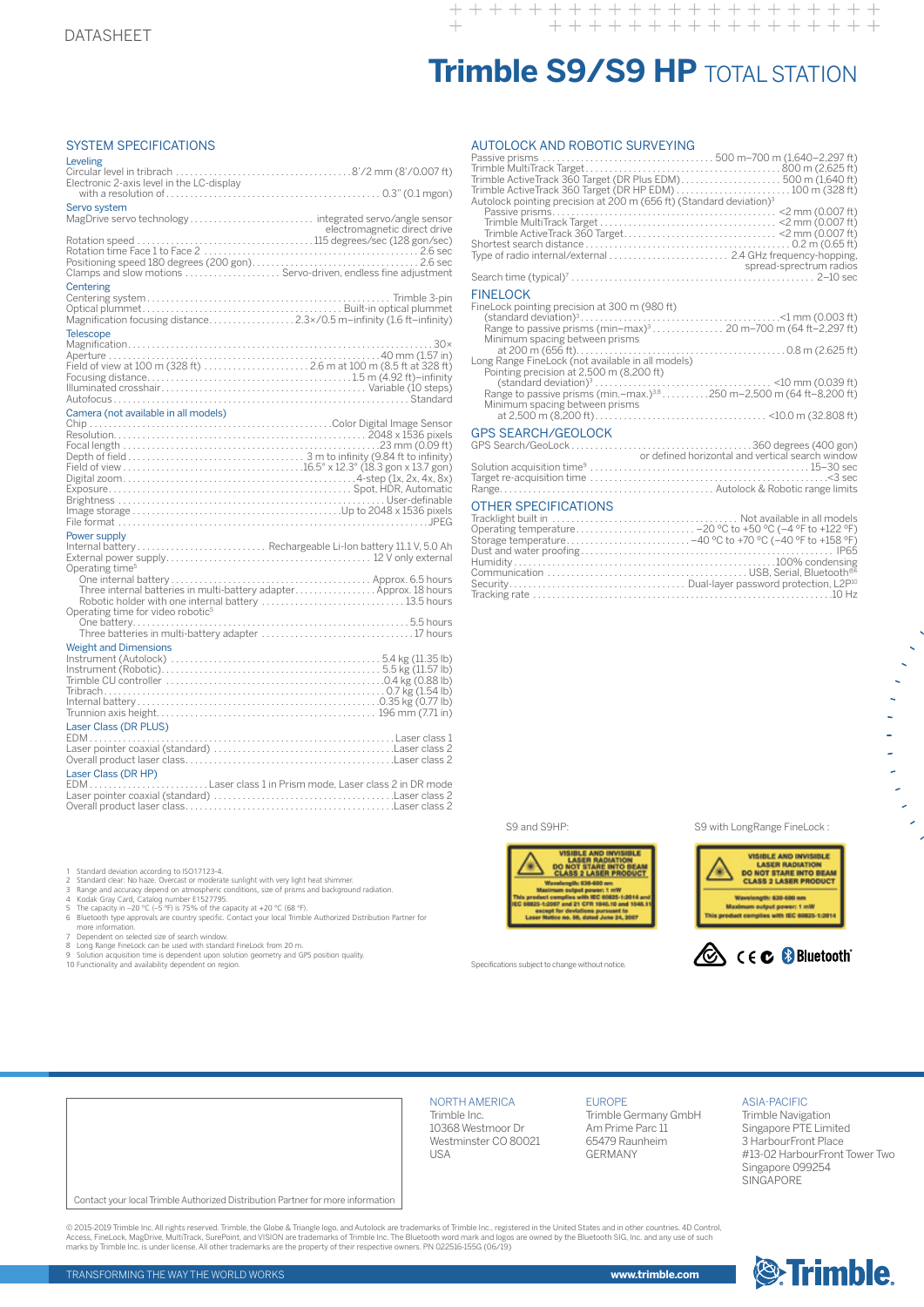DATASHEET

# Trimble S9/S9 HP TOTAL STATION

## SYSTEM SPECIFICATIONS

### Leveling

| | |
|---|---|
| Circular level in tribrach | 8′/2 mm (8′/0.007 ft) |
| Electronic 2-axis level in the LC-display with a resolution of | 0.3″ (0.1 mgon) |

### Servo system

| | |
|---|---|
| MagDrive servo technology | integrated servo/angle sensor electromagnetic direct drive |
| Rotation speed | 115 degrees/sec (128 gon/sec) |
| Rotation time Face 1 to Face 2 | 2.6 sec |
| Positioning speed 180 degrees (200 gon) | 2.6 sec |
| Clamps and slow motions | Servo-driven, endless fine adjustment |

### Centering

| | |
|---|---|
| Centering system | Trimble 3-pin |
| Optical plummet | Built-in optical plummet |
| Magnification focusing distance | 2.3×/0.5 m–infinity (1.6 ft–infinity) |

### Telescope

| | |
|---|---|
| Magnification | 30× |
| Aperture | 40 mm (1.57 in) |
| Field of view at 100 m (328 ft) | 2.6 m at 100 m (8.5 ft at 328 ft) |
| Focusing distance | 1.5 m (4.92 ft)–infinity |
| Illuminated crosshair | Variable (10 steps) |
| Autofocus | Standard |

### Camera (not available in all models)

| | |
|---|---|
| Chip | Color Digital Image Sensor |
| Resolution | 2048 x 1536 pixels |
| Focal length | 23 mm (0.09 ft) |
| Depth of field | 3 m to infinity (9.84 ft to infinity) |
| Field of view | 16.5° x 12.3° (18.3 gon x 13.7 gon) |
| Digital zoom | 4-step (1x, 2x, 4x, 8x) |
| Exposure | Spot, HDR, Automatic |
| Brightness | User-definable |
| Image storage | Up to 2048 x 1536 pixels |
| File format | JPEG |

### Power supply

| | |
|---|---|
| Internal battery | Rechargeable Li-Ion battery 11.1 V, 5.0 Ah |
| External power supply | 12 V only external |
| Operating time[5] | |
| One internal battery | Approx. 6.5 hours |
| Three internal batteries in multi-battery adapter | Approx. 18 hours |
| Robotic holder with one internal battery | 13.5 hours |
| Operating time for video robotic[5] | |
| One battery | 5.5 hours |
| Three batteries in multi-battery adapter | 17 hours |

### Weight and Dimensions

| | |
|---|---|
| Instrument (Autolock) | 5.4 kg (11.35 lb) |
| Instrument (Robotic) | 5.5 kg (11.57 lb) |
| Trimble CU controller | 0.4 kg (0.88 lb) |
| Tribrach | 0.7 kg (1.54 lb) |
| Internal battery | 0.35 kg (0.77 lb) |
| Trunnion axis height | 196 mm (7.71 in) |

### Laser Class (DR PLUS)

| | |
|---|---|
| EDM | Laser class 1 |
| Laser pointer coaxial (standard) | Laser class 2 |
| Overall product laser class | Laser class 2 |

### Laser Class (DR HP)

| | |
|---|---|
| EDM | Laser class 1 in Prism mode, Laser class 2 in DR mode |
| Laser pointer coaxial (standard) | Laser class 2 |
| Overall product laser class | Laser class 2 |

## AUTOLOCK AND ROBOTIC SURVEYING

| | |
|---|---|
| Passive prisms | 500 m–700 m (1,640–2,297 ft) |
| Trimble MultiTrack Target | 800 m (2,625 ft) |
| Trimble ActiveTrack 360 Target (DR Plus EDM) | 500 m (1,640 ft) |
| Trimble ActiveTrack 360 Target (DR HP EDM) | 100 m (328 ft) |
| Autolock pointing precision at 200 m (656 ft) (Standard deviation)[3] | |
| Passive prisms | <2 mm (0.007 ft) |
| Trimble MultiTrack Target | <2 mm (0.007 ft) |
| Trimble ActiveTrack 360 Target | <2 mm (0.007 ft) |
| Shortest search distance | 0.2 m (0.65 ft) |
| Type of radio internal/external | 2.4 GHz frequency-hopping, spread-spectrum radios |
| Search time (typical)[7] | 2–10 sec |

## FINELOCK

| | |
|---|---|
| FineLock pointing precision at 300 m (980 ft) (standard deviation)[3] | <1 mm (0.003 ft) |
| Range to passive prisms (min–max)[3] | 20 m–700 m (64 ft–2,297 ft) |
| Minimum spacing between prisms at 200 m (656 ft) | 0.8 m (2.625 ft) |
| Long Range FineLock (not available in all models) | |
| Pointing precision at 2,500 m (8,200 ft) (standard deviation)[3] | <10 mm (0.039 ft) |
| Range to passive prisms (min.–max.)[3,8] | 250 m–2,500 m (64 ft–8,200 ft) |
| Minimum spacing between prisms at 2,500 m (8,200 ft) | <10.0 m (32.808 ft) |

## GPS SEARCH/GEOLOCK

| | |
|---|---|
| GPS Search/GeoLock | 360 degrees (400 gon) or defined horizontal and vertical search window |
| Solution acquisition time[9] | 15–30 sec |
| Target re-acquisition time | <3 sec |
| Range | Autolock & Robotic range limits |

## OTHER SPECIFICATIONS

| | |
|---|---|
| Tracklight built in | Not available in all models |
| Operating temperature | –20 °C to +50 °C (–4 °F to +122 °F) |
| Storage temperature | –40 °C to +70 °C (–40 °F to +158 °F) |
| Dust and water proofing | IP65 |
| Humidity | 100% condensing |
| Communication | USB, Serial, Bluetooth[6] |
| Security | Dual-layer password protection, L2P[10] |
| Tracking rate | 10 Hz |

1 Standard deviation according to ISO17123-4.
2 Standard clear: No haze. Overcast or moderate sunlight with very light heat shimmer.
3 Range and accuracy depend on atmospheric conditions, size of prisms and background radiation.
4 Kodak Gray Card, Catalog number E1527795.
5 The capacity in –20 °C (–5 °F) is 75% of the capacity at +20 °C (68 °F).
6 Bluetooth type approvals are country specific. Contact your local Trimble Authorized Distribution Partner for more information.
7 Dependent on selected size of search window.
8 Long Range FineLock can be used with standard FineLock from 20 m.
9 Solution acquisition time is dependent upon solution geometry and GPS position quality.
10 Functionality and availability dependent on region.

S9 and S9HP:

VISIBLE AND INVISIBLE LASER RADIATION DO NOT STARE INTO BEAM CLASS 2 LASER PRODUCT
Wavelength: 630-680 nm
Maximum output power: 1 mW
This product complies with IEC 60825-1:2014 and IEC 60825-1:2007 and 21 CFR 1040.10 and 1040.11 except for deviations pursuant to Laser Notice no. 50, dated June 24, 2007

S9 with LongRange FineLock :

VISIBLE AND INVISIBLE LASER RADIATION DO NOT STARE INTO BEAM CLASS 2 LASER PRODUCT
Wavelength: 630-680 nm
Maximum output power: 1 mW
This product complies with IEC 60825-1:2014

Specifications subject to change without notice.

Contact your local Trimble Authorized Distribution Partner for more information

**NORTH AMERICA**
Trimble Inc.
10368 Westmoor Dr
Westminster CO 80021
USA

**EUROPE**
Trimble Germany GmbH
Am Prime Parc 11
65479 Raunheim
GERMANY

**ASIA-PACIFIC**
Trimble Navigation
Singapore PTE Limited
3 HarbourFront Place
#13-02 HarbourFront Tower Two
Singapore 099254
SINGAPORE

© 2015-2019 Trimble Inc. All rights reserved. Trimble, the Globe & Triangle logo, and Autolock are trademarks of Trimble Inc., registered in the United States and in other countries. 4D Control, Access, FineLock, MagDrive, MultiTrack, SurePoint, and VISION are trademarks of Trimble Inc. The Bluetooth word mark and logos are owned by the Bluetooth SIG, Inc. and any use of such marks by Trimble Inc. is under license. All other trademarks are the property of their respective owners. PN 022516-155G (06/19)

TRANSFORMING THE WAY THE WORLD WORKS

www.trimble.com